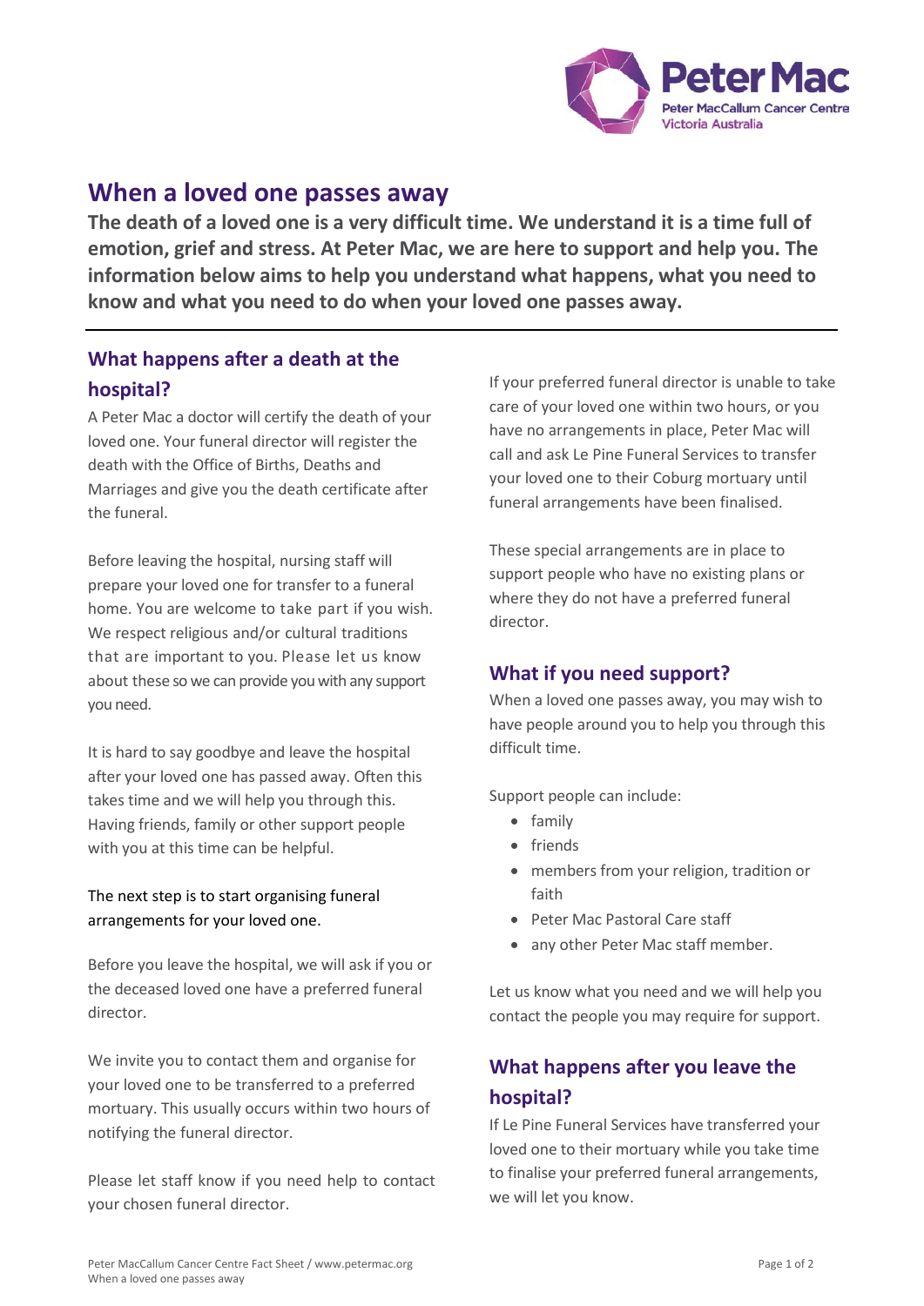# When a loved one passes away

**The death of a loved one is a very difficult time. We understand it is a time full of emotion, grief and stress. At Peter Mac, we are here to support and help you. The information below aims to help you understand what happens, what you need to know and what you need to do when your loved one passes away.**

## What happens after a death at the hospital?

A Peter Mac a doctor will certify the death of your loved one. Your funeral director will register the death with the Office of Births, Deaths and Marriages and give you the death certificate after the funeral.

Before leaving the hospital, nursing staff will prepare your loved one for transfer to a funeral home. You are welcome to take part if you wish. We respect religious and/or cultural traditions that are important to you. Please let us know about these so we can provide you with any support you need.

It is hard to say goodbye and leave the hospital after your loved one has passed away. Often this takes time and we will help you through this. Having friends, family or other support people with you at this time can be helpful.

The next step is to start organising funeral arrangements for your loved one.

Before you leave the hospital, we will ask if you or the deceased loved one have a preferred funeral director.

We invite you to contact them and organise for your loved one to be transferred to a preferred mortuary. This usually occurs within two hours of notifying the funeral director.

Please let staff know if you need help to contact your chosen funeral director.

If your preferred funeral director is unable to take care of your loved one within two hours, or you have no arrangements in place, Peter Mac will call and ask Le Pine Funeral Services to transfer your loved one to their Coburg mortuary until funeral arrangements have been finalised.

These special arrangements are in place to support people who have no existing plans or where they do not have a preferred funeral director.

## What if you need support?

When a loved one passes away, you may wish to have people around you to help you through this difficult time.

Support people can include:

- family
- friends
- members from your religion, tradition or faith
- Peter Mac Pastoral Care staff
- any other Peter Mac staff member.

Let us know what you need and we will help you contact the people you may require for support.

## What happens after you leave the hospital?

If Le Pine Funeral Services have transferred your loved one to their mortuary while you take time to finalise your preferred funeral arrangements, we will let you know.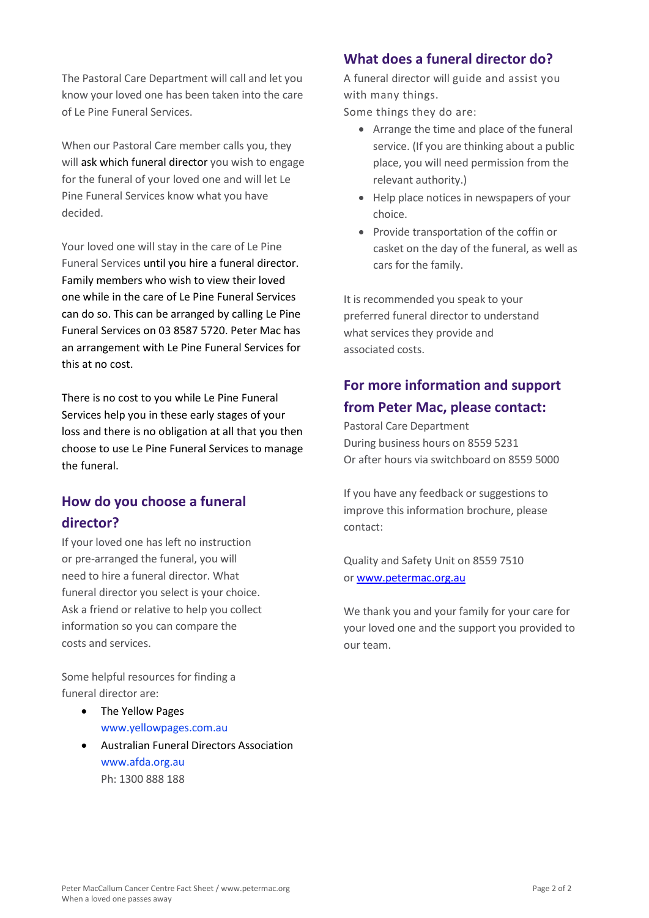The Pastoral Care Department will call and let you know your loved one has been taken into the care of Le Pine Funeral Services.

When our Pastoral Care member calls you, they will ask which funeral director you wish to engage for the funeral of your loved one and will let Le Pine Funeral Services know what you have decided.

Your loved one will stay in the care of Le Pine Funeral Services until you hire a funeral director. Family members who wish to view their loved one while in the care of Le Pine Funeral Services can do so. This can be arranged by calling Le Pine Funeral Services on 03 8587 5720. Peter Mac has an arrangement with Le Pine Funeral Services for this at no cost.

There is no cost to you while Le Pine Funeral Services help you in these early stages of your loss and there is no obligation at all that you then choose to use Le Pine Funeral Services to manage the funeral.

## How do you choose a funeral director?

If your loved one has left no instruction or pre-arranged the funeral, you will need to hire a funeral director. What funeral director you select is your choice. Ask a friend or relative to help you collect information so you can compare the costs and services.

Some helpful resources for finding a funeral director are:

- The Yellow Pages
  www.yellowpages.com.au
- Australian Funeral Directors Association
  www.afda.org.au
  Ph: 1300 888 188

## What does a funeral director do?

A funeral director will guide and assist you with many things.
Some things they do are:

- Arrange the time and place of the funeral service. (If you are thinking about a public place, you will need permission from the relevant authority.)
- Help place notices in newspapers of your choice.
- Provide transportation of the coffin or casket on the day of the funeral, as well as cars for the family.

It is recommended you speak to your preferred funeral director to understand what services they provide and associated costs.

## For more information and support from Peter Mac, please contact:

Pastoral Care Department
During business hours on 8559 5231
Or after hours via switchboard on 8559 5000

If you have any feedback or suggestions to improve this information brochure, please contact:

Quality and Safety Unit on 8559 7510
or www.petermac.org.au

We thank you and your family for your care for your loved one and the support you provided to our team.